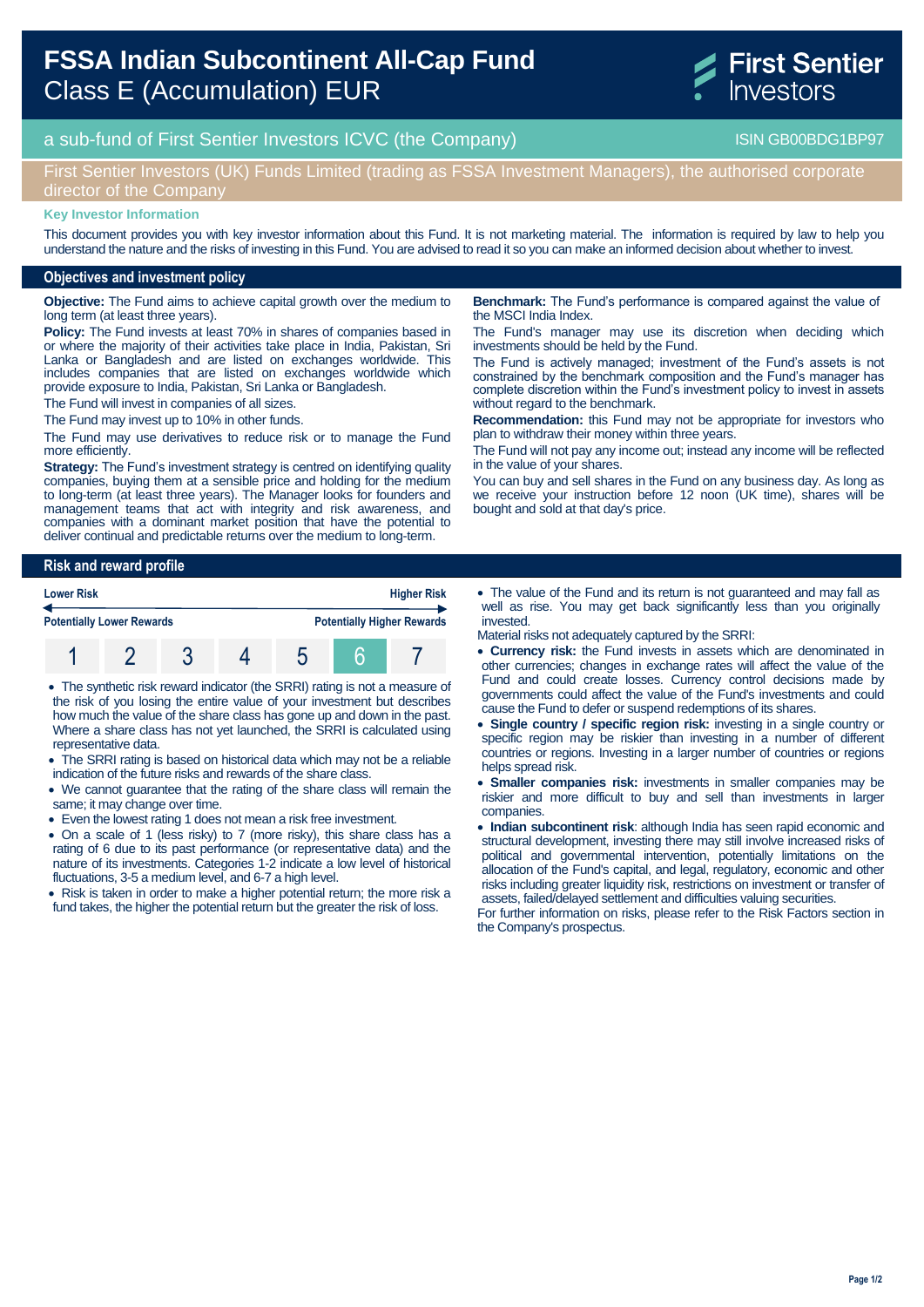# FSSA Indian Subcontinent All-Cap Fund
## Class E (Accumulation) EUR

First Sentier Investors

a sub-fund of First Sentier Investors ICVC (the Company) — ISIN GB00BDG1BP97

First Sentier Investors (UK) Funds Limited (trading as FSSA Investment Managers), the authorised corporate director of the Company

**Key Investor Information**

This document provides you with key investor information about this Fund. It is not marketing material. The information is required by law to help you understand the nature and the risks of investing in this Fund. You are advised to read it so you can make an informed decision about whether to invest.

## Objectives and investment policy

**Objective:** The Fund aims to achieve capital growth over the medium to long term (at least three years).

**Policy:** The Fund invests at least 70% in shares of companies based in or where the majority of their activities take place in India, Pakistan, Sri Lanka or Bangladesh and are listed on exchanges worldwide. This includes companies that are listed on exchanges worldwide which provide exposure to India, Pakistan, Sri Lanka or Bangladesh.

The Fund will invest in companies of all sizes.

The Fund may invest up to 10% in other funds.

The Fund may use derivatives to reduce risk or to manage the Fund more efficiently.

**Strategy:** The Fund's investment strategy is centred on identifying quality companies, buying them at a sensible price and holding for the medium to long-term (at least three years). The Manager looks for founders and management teams that act with integrity and risk awareness, and companies with a dominant market position that have the potential to deliver continual and predictable returns over the medium to long-term.

**Benchmark:** The Fund's performance is compared against the value of the MSCI India Index.

The Fund's manager may use its discretion when deciding which investments should be held by the Fund.

The Fund is actively managed; investment of the Fund's assets is not constrained by the benchmark composition and the Fund's manager has complete discretion within the Fund's investment policy to invest in assets without regard to the benchmark.

**Recommendation:** this Fund may not be appropriate for investors who plan to withdraw their money within three years.

The Fund will not pay any income out; instead any income will be reflected in the value of your shares.

You can buy and sell shares in the Fund on any business day. As long as we receive your instruction before 12 noon (UK time), shares will be bought and sold at that day's price.

## Risk and reward profile

| Lower Risk | | | | | | Higher Risk |
|---|---|---|---|---|---|---|
| Potentially Lower Rewards | | | | | | Potentially Higher Rewards |
| 1 | 2 | 3 | 4 | 5 | **6** | 7 |

- The synthetic risk reward indicator (the SRRI) rating is not a measure of the risk of you losing the entire value of your investment but describes how much the value of the share class has gone up and down in the past. Where a share class has not yet launched, the SRRI is calculated using representative data.
- The SRRI rating is based on historical data which may not be a reliable indication of the future risks and rewards of the share class.
- We cannot guarantee that the rating of the share class will remain the same; it may change over time.
- Even the lowest rating 1 does not mean a risk free investment.
- On a scale of 1 (less risky) to 7 (more risky), this share class has a rating of 6 due to its past performance (or representative data) and the nature of its investments. Categories 1-2 indicate a low level of historical fluctuations, 3-5 a medium level, and 6-7 a high level.
- Risk is taken in order to make a higher potential return; the more risk a fund takes, the higher the potential return but the greater the risk of loss.
- The value of the Fund and its return is not guaranteed and may fall as well as rise. You may get back significantly less than you originally invested.

Material risks not adequately captured by the SRRI:

- **Currency risk:** the Fund invests in assets which are denominated in other currencies; changes in exchange rates will affect the value of the Fund and could create losses. Currency control decisions made by governments could affect the value of the Fund's investments and could cause the Fund to defer or suspend redemptions of its shares.
- **Single country / specific region risk:** investing in a single country or specific region may be riskier than investing in a number of different countries or regions. Investing in a larger number of countries or regions helps spread risk.
- **Smaller companies risk:** investments in smaller companies may be riskier and more difficult to buy and sell than investments in larger companies.
- **Indian subcontinent risk**: although India has seen rapid economic and structural development, investing there may still involve increased risks of political and governmental intervention, potentially limitations on the allocation of the Fund's capital, and legal, regulatory, economic and other risks including greater liquidity risk, restrictions on investment or transfer of assets, failed/delayed settlement and difficulties valuing securities.

For further information on risks, please refer to the Risk Factors section in the Company's prospectus.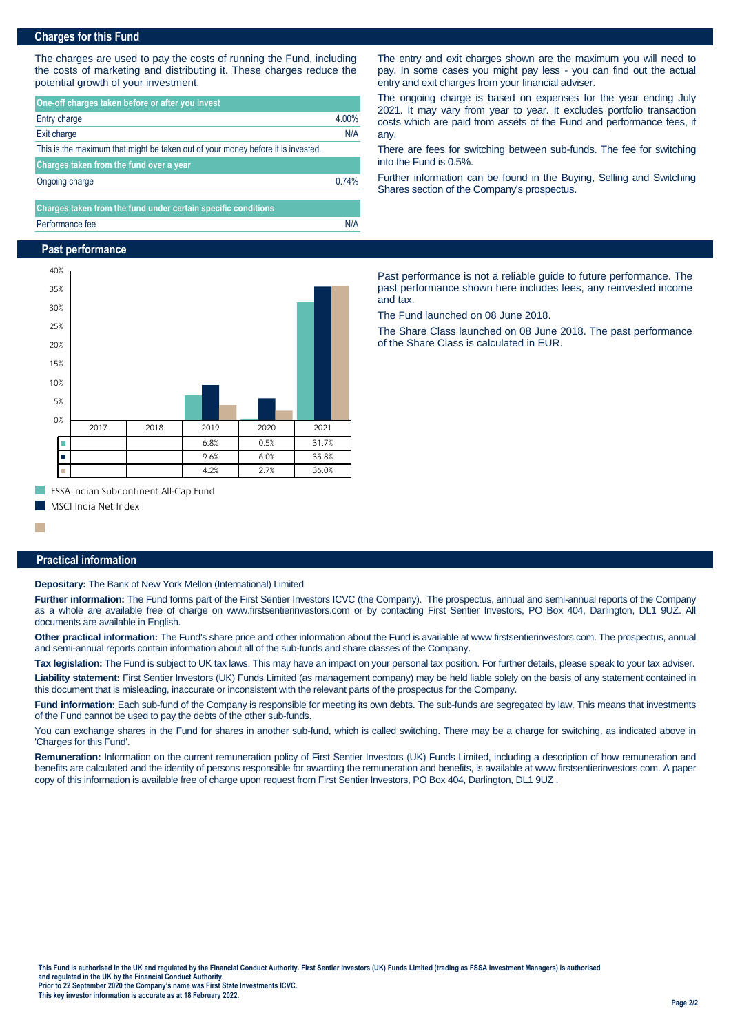## Charges for this Fund

The charges are used to pay the costs of running the Fund, including the costs of marketing and distributing it. These charges reduce the potential growth of your investment.

| One-off charges taken before or after you invest | |
|---|---|
| Entry charge | 4.00% |
| Exit charge | N/A |
| This is the maximum that might be taken out of your money before it is invested. | |
| **Charges taken from the fund over a year** | |
| Ongoing charge | 0.74% |
| **Charges taken from the fund under certain specific conditions** | |
| Performance fee | N/A |

The entry and exit charges shown are the maximum you will need to pay. In some cases you might pay less - you can find out the actual entry and exit charges from your financial adviser.

The ongoing charge is based on expenses for the year ending July 2021. It may vary from year to year. It excludes portfolio transaction costs which are paid from assets of the Fund and performance fees, if any.

There are fees for switching between sub-funds. The fee for switching into the Fund is 0.5%.

Further information can be found in the Buying, Selling and Switching Shares section of the Company's prospectus.

## Past performance

40%
35%
30%
25%
20%
15%
10%
5%
0%

2017 2018 2019 2020 2021

6.8% 0.5% 31.7%
9.6% 6.0% 35.8%
4.2% 2.7% 36.0%

FSSA Indian Subcontinent All-Cap Fund
MSCI India Net Index

Past performance is not a reliable guide to future performance. The past performance shown here includes fees, any reinvested income and tax.

The Fund launched on 08 June 2018.

The Share Class launched on 08 June 2018. The past performance of the Share Class is calculated in EUR.

## Practical information

**Depositary:** The Bank of New York Mellon (International) Limited

**Further information:** The Fund forms part of the First Sentier Investors ICVC (the Company). The prospectus, annual and semi-annual reports of the Company as a whole are available free of charge on www.firstsentierinvestors.com or by contacting First Sentier Investors, PO Box 404, Darlington, DL1 9UZ. All documents are available in English.

**Other practical information:** The Fund's share price and other information about the Fund is available at www.firstsentierinvestors.com. The prospectus, annual and semi-annual reports contain information about all of the sub-funds and share classes of the Company.

**Tax legislation:** The Fund is subject to UK tax laws. This may have an impact on your personal tax position. For further details, please speak to your tax adviser.

**Liability statement:** First Sentier Investors (UK) Funds Limited (as management company) may be held liable solely on the basis of any statement contained in this document that is misleading, inaccurate or inconsistent with the relevant parts of the prospectus for the Company.

**Fund information:** Each sub-fund of the Company is responsible for meeting its own debts. The sub-funds are segregated by law. This means that investments of the Fund cannot be used to pay the debts of the other sub-funds.

You can exchange shares in the Fund for shares in another sub-fund, which is called switching. There may be a charge for switching, as indicated above in 'Charges for this Fund'.

**Remuneration:** Information on the current remuneration policy of First Sentier Investors (UK) Funds Limited, including a description of how remuneration and benefits are calculated and the identity of persons responsible for awarding the remuneration and benefits, is available at www.firstsentierinvestors.com. A paper copy of this information is available free of charge upon request from First Sentier Investors, PO Box 404, Darlington, DL1 9UZ .

**This Fund is authorised in the UK and regulated by the Financial Conduct Authority. First Sentier Investors (UK) Funds Limited (trading as FSSA Investment Managers) is authorised and regulated in the UK by the Financial Conduct Authority.**
**Prior to 22 September 2020 the Company's name was First State Investments ICVC.**
**This key investor information is accurate as at 18 February 2022.**